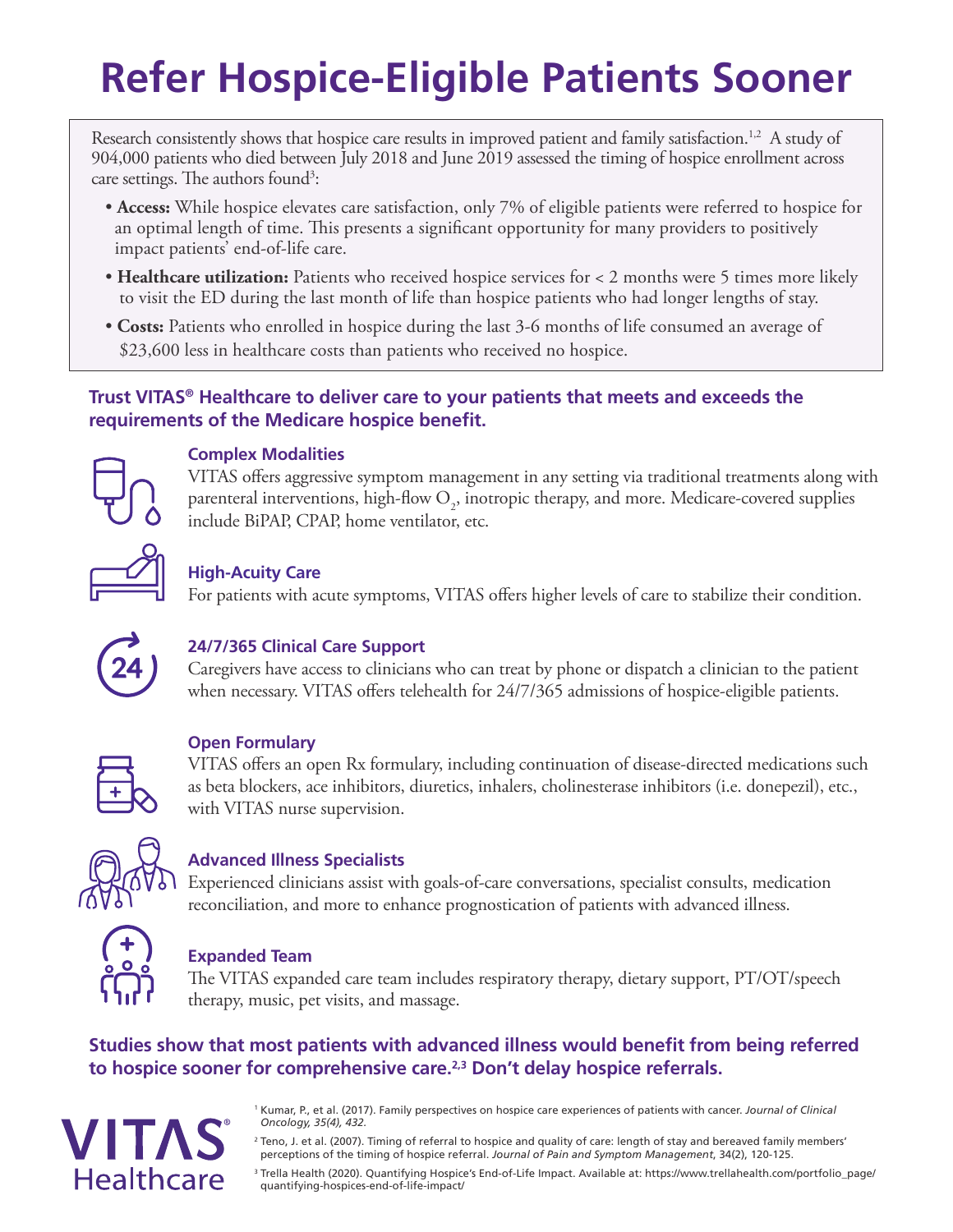# Refer Hospice-Eligible Patients Sooner

Research consistently shows that hospice care results in improved patient and family satisfaction.[1,2] A study of 904,000 patients who died between July 2018 and June 2019 assessed the timing of hospice enrollment across care settings. The authors found[3]:

- **Access:** While hospice elevates care satisfaction, only 7% of eligible patients were referred to hospice for an optimal length of time. This presents a significant opportunity for many providers to positively impact patients' end-of-life care.
- **Healthcare utilization:** Patients who received hospice services for < 2 months were 5 times more likely to visit the ED during the last month of life than hospice patients who had longer lengths of stay.
- **Costs:** Patients who enrolled in hospice during the last 3-6 months of life consumed an average of $23,600 less in healthcare costs than patients who received no hospice.

**Trust VITAS® Healthcare to deliver care to your patients that meets and exceeds the requirements of the Medicare hospice benefit.**

### Complex Modalities

VITAS offers aggressive symptom management in any setting via traditional treatments along with parenteral interventions, high-flow $O_2$, inotropic therapy, and more. Medicare-covered supplies include BiPAP, CPAP, home ventilator, etc.

### High-Acuity Care

For patients with acute symptoms, VITAS offers higher levels of care to stabilize their condition.

### 24/7/365 Clinical Care Support

Caregivers have access to clinicians who can treat by phone or dispatch a clinician to the patient when necessary. VITAS offers telehealth for 24/7/365 admissions of hospice-eligible patients.

### Open Formulary

VITAS offers an open Rx formulary, including continuation of disease-directed medications such as beta blockers, ace inhibitors, diuretics, inhalers, cholinesterase inhibitors (i.e. donepezil), etc., with VITAS nurse supervision.

### Advanced Illness Specialists

Experienced clinicians assist with goals-of-care conversations, specialist consults, medication reconciliation, and more to enhance prognostication of patients with advanced illness.

### Expanded Team

The VITAS expanded care team includes respiratory therapy, dietary support, PT/OT/speech therapy, music, pet visits, and massage.

**Studies show that most patients with advanced illness would benefit from being referred to hospice sooner for comprehensive care.[2,3] Don't delay hospice referrals.**

VITAS® Healthcare

[1] Kumar, P., et al. (2017). Family perspectives on hospice care experiences of patients with cancer. *Journal of Clinical Oncology, 35(4), 432.*

[2] Teno, J. et al. (2007). Timing of referral to hospice and quality of care: length of stay and bereaved family members' perceptions of the timing of hospice referral. *Journal of Pain and Symptom Management*, 34(2), 120-125.

[3] Trella Health (2020). Quantifying Hospice's End-of-Life Impact. Available at: https://www.trellahealth.com/portfolio_page/quantifying-hospices-end-of-life-impact/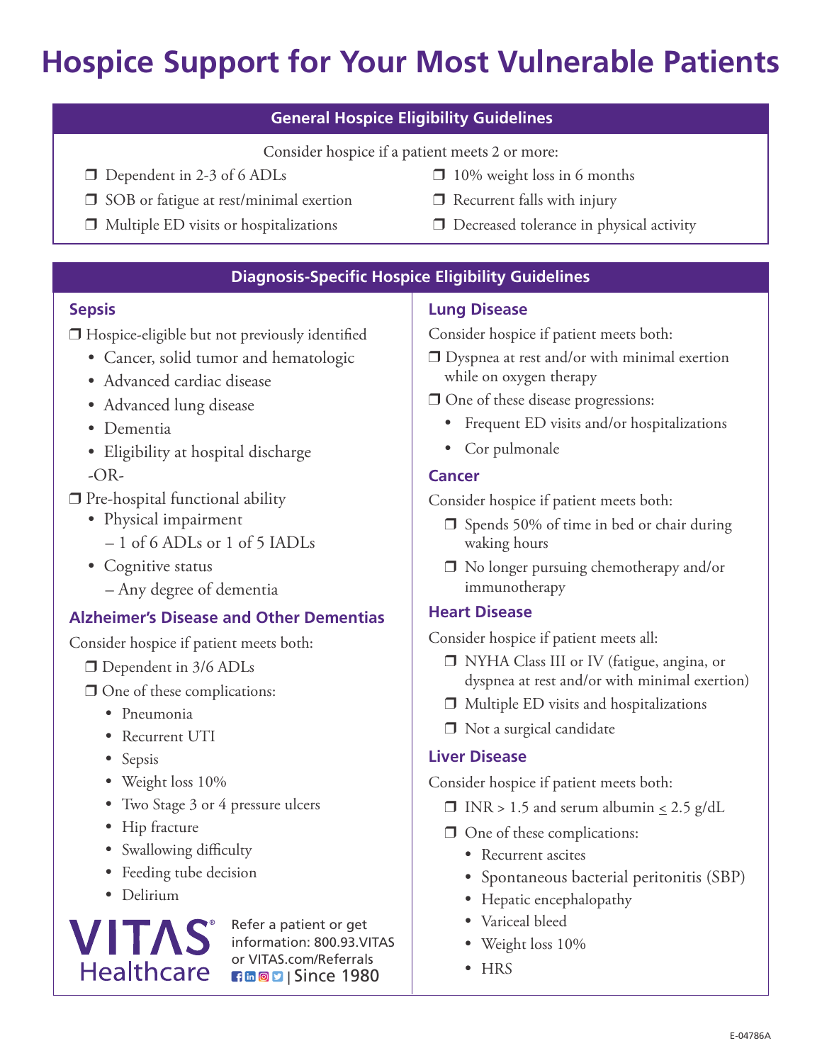# Hospice Support for Your Most Vulnerable Patients

## General Hospice Eligibility Guidelines

Consider hospice if a patient meets 2 or more:

- ❒ Dependent in 2-3 of 6 ADLs
- ❒ SOB or fatigue at rest/minimal exertion
- ❒ Multiple ED visits or hospitalizations
- ❒ 10% weight loss in 6 months
- ❒ Recurrent falls with injury
- ❒ Decreased tolerance in physical activity

## Diagnosis-Specific Hospice Eligibility Guidelines

### Sepsis

❒ Hospice-eligible but not previously identified

- Cancer, solid tumor and hematologic
- Advanced cardiac disease
- Advanced lung disease
- Dementia
- Eligibility at hospital discharge

-OR-

❒ Pre-hospital functional ability

- Physical impairment
  - – 1 of 6 ADLs or 1 of 5 IADLs
- Cognitive status
  - – Any degree of dementia

### Alzheimer's Disease and Other Dementias

Consider hospice if patient meets both:

❒ Dependent in 3/6 ADLs

❒ One of these complications:

- Pneumonia
- Recurrent UTI
- Sepsis
- Weight loss 10%
- Two Stage 3 or 4 pressure ulcers
- Hip fracture
- Swallowing difficulty
- Feeding tube decision
- Delirium

### Lung Disease

Consider hospice if patient meets both:

❒ Dyspnea at rest and/or with minimal exertion while on oxygen therapy

❒ One of these disease progressions:

- Frequent ED visits and/or hospitalizations
- Cor pulmonale

### Cancer

Consider hospice if patient meets both:

❒ Spends 50% of time in bed or chair during waking hours

❒ No longer pursuing chemotherapy and/or immunotherapy

### Heart Disease

Consider hospice if patient meets all:

❒ NYHA Class III or IV (fatigue, angina, or dyspnea at rest and/or with minimal exertion)

❒ Multiple ED visits and hospitalizations

❒ Not a surgical candidate

### Liver Disease

Consider hospice if patient meets both:

❒ INR > 1.5 and serum albumin ≤ 2.5 g/dL

❒ One of these complications:

- Recurrent ascites
- Spontaneous bacterial peritonitis (SBP)
- Hepatic encephalopathy
- Variceal bleed
- Weight loss 10%
- HRS

VITAS® Healthcare

Refer a patient or get information: 800.93.VITAS or VITAS.com/Referrals

| Since 1980

E-04786A